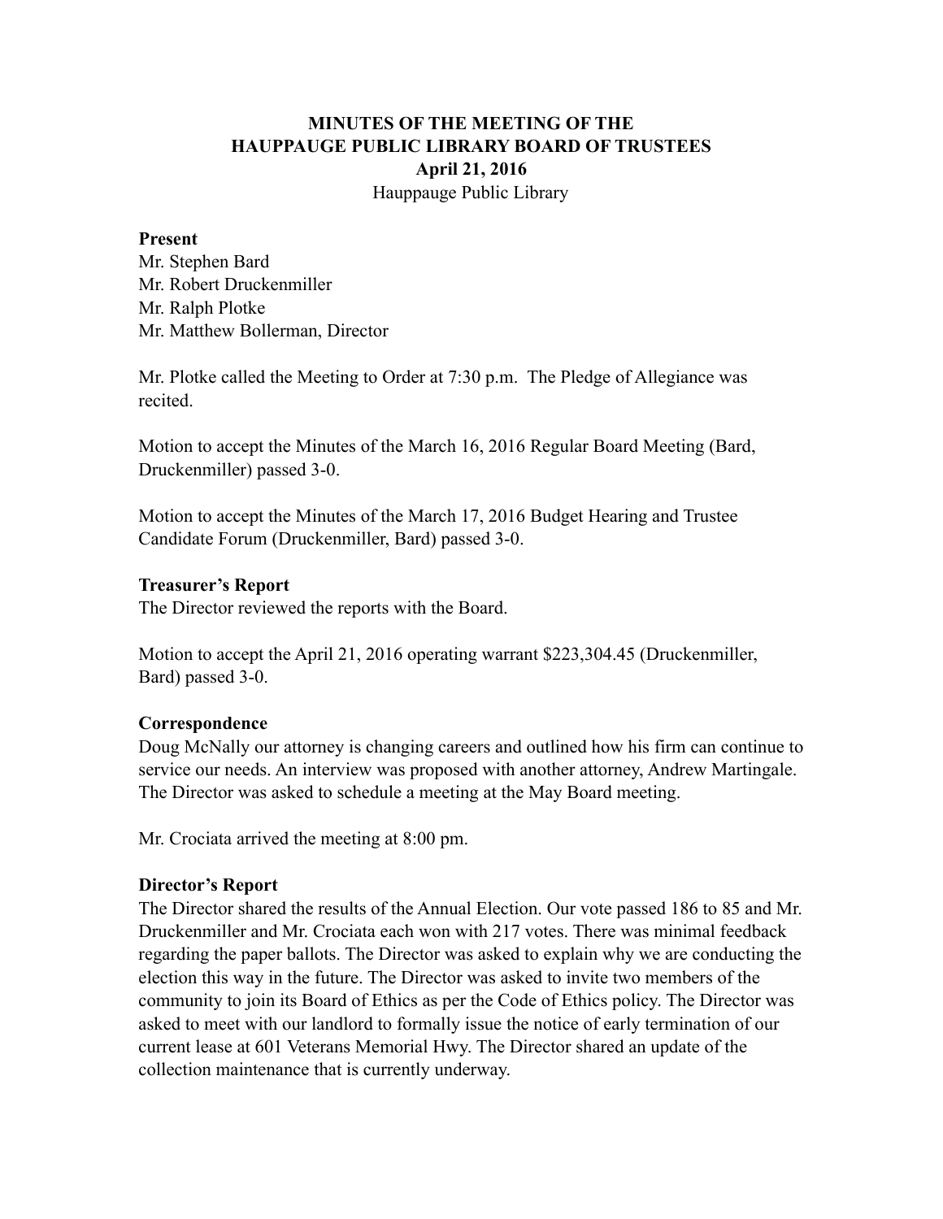# MINUTES OF THE MEETING OF THE HAUPPAUGE PUBLIC LIBRARY BOARD OF TRUSTEES

**April 21, 2016**

Hauppauge Public Library

**Present**

Mr. Stephen Bard  
Mr. Robert Druckenmiller  
Mr. Ralph Plotke  
Mr. Matthew Bollerman, Director

Mr. Plotke called the Meeting to Order at 7:30 p.m. The Pledge of Allegiance was recited.

Motion to accept the Minutes of the March 16, 2016 Regular Board Meeting (Bard, Druckenmiller) passed 3-0.

Motion to accept the Minutes of the March 17, 2016 Budget Hearing and Trustee Candidate Forum (Druckenmiller, Bard) passed 3-0.

**Treasurer's Report**

The Director reviewed the reports with the Board.

Motion to accept the April 21, 2016 operating warrant $223,304.45 (Druckenmiller, Bard) passed 3-0.

**Correspondence**

Doug McNally our attorney is changing careers and outlined how his firm can continue to service our needs. An interview was proposed with another attorney, Andrew Martingale. The Director was asked to schedule a meeting at the May Board meeting.

Mr. Crociata arrived the meeting at 8:00 pm.

**Director's Report**

The Director shared the results of the Annual Election. Our vote passed 186 to 85 and Mr. Druckenmiller and Mr. Crociata each won with 217 votes. There was minimal feedback regarding the paper ballots. The Director was asked to explain why we are conducting the election this way in the future. The Director was asked to invite two members of the community to join its Board of Ethics as per the Code of Ethics policy. The Director was asked to meet with our landlord to formally issue the notice of early termination of our current lease at 601 Veterans Memorial Hwy. The Director shared an update of the collection maintenance that is currently underway.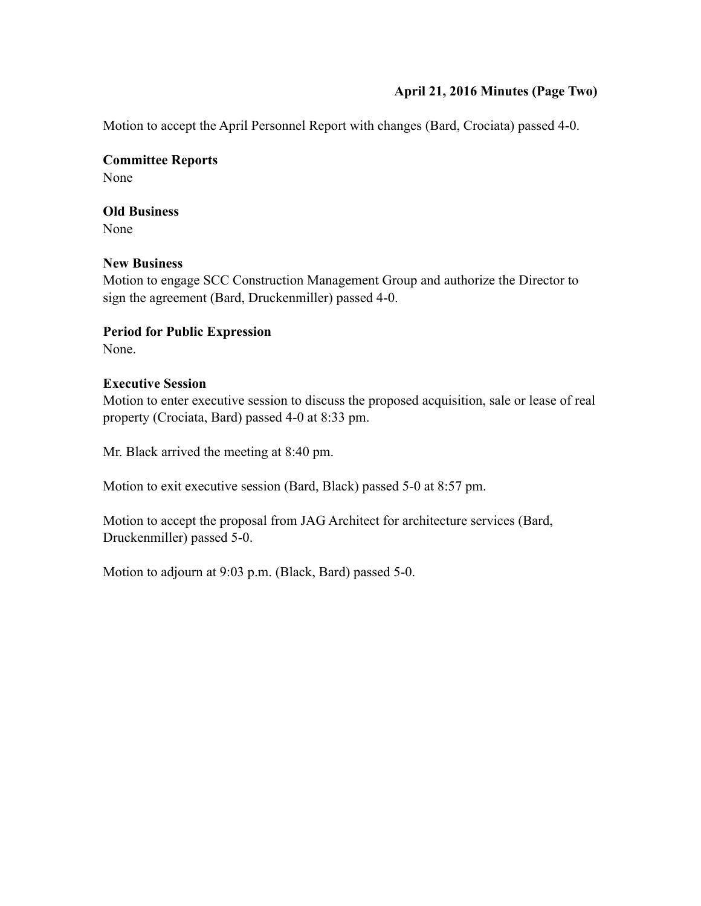Motion to accept the April Personnel Report with changes (Bard, Crociata) passed 4-0.

**Committee Reports**
None

**Old Business**
None

**New Business**
Motion to engage SCC Construction Management Group and authorize the Director to sign the agreement (Bard, Druckenmiller) passed 4-0.

**Period for Public Expression**
None.

**Executive Session**
Motion to enter executive session to discuss the proposed acquisition, sale or lease of real property (Crociata, Bard) passed 4-0 at 8:33 pm.

Mr. Black arrived the meeting at 8:40 pm.

Motion to exit executive session (Bard, Black) passed 5-0 at 8:57 pm.

Motion to accept the proposal from JAG Architect for architecture services (Bard, Druckenmiller) passed 5-0.

Motion to adjourn at 9:03 p.m. (Black, Bard) passed 5-0.